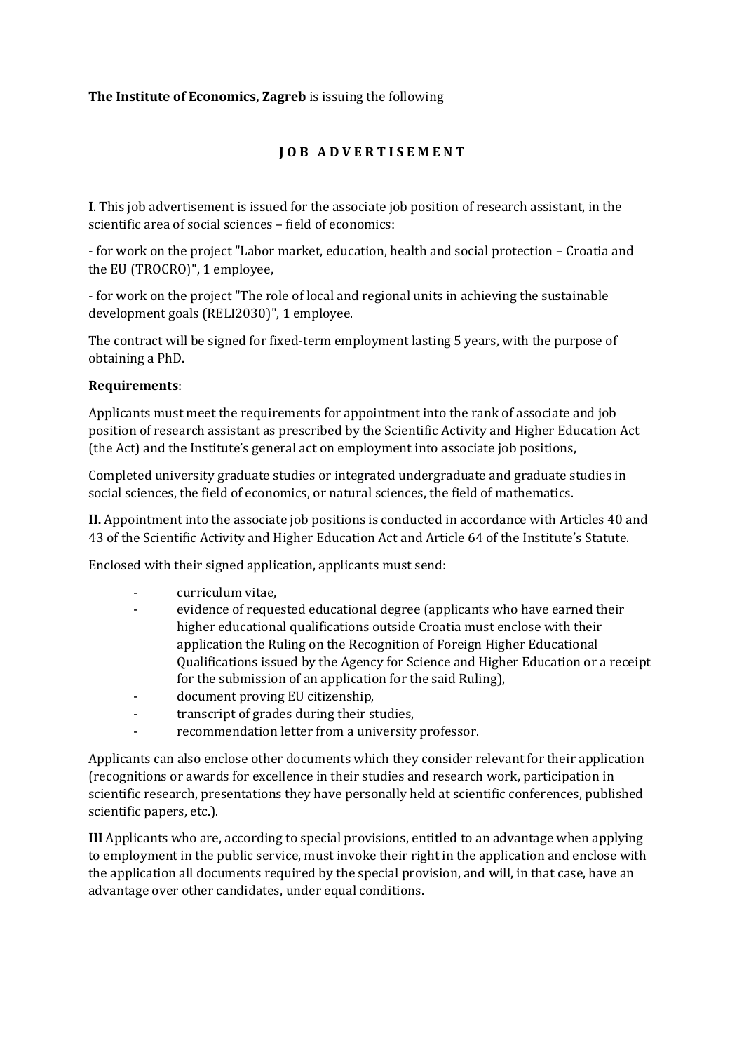**The Institute of Economics, Zagreb** is issuing the following

# J O B A D V E R T I S E M E N T

**I**. This job advertisement is issued for the associate job position of research assistant, in the scientific area of social sciences – field of economics:

- for work on the project "Labor market, education, health and social protection – Croatia and the EU (TROCRO)", 1 employee,

- for work on the project "The role of local and regional units in achieving the sustainable development goals (RELI2030)", 1 employee.

The contract will be signed for fixed-term employment lasting 5 years, with the purpose of obtaining a PhD.

**Requirements**:

Applicants must meet the requirements for appointment into the rank of associate and job position of research assistant as prescribed by the Scientific Activity and Higher Education Act (the Act) and the Institute's general act on employment into associate job positions,

Completed university graduate studies or integrated undergraduate and graduate studies in social sciences, the field of economics, or natural sciences, the field of mathematics.

**II.** Appointment into the associate job positions is conducted in accordance with Articles 40 and 43 of the Scientific Activity and Higher Education Act and Article 64 of the Institute's Statute.

Enclosed with their signed application, applicants must send:

- curriculum vitae,
- evidence of requested educational degree (applicants who have earned their higher educational qualifications outside Croatia must enclose with their application the Ruling on the Recognition of Foreign Higher Educational Qualifications issued by the Agency for Science and Higher Education or a receipt for the submission of an application for the said Ruling),
- document proving EU citizenship,
- transcript of grades during their studies,
- recommendation letter from a university professor.

Applicants can also enclose other documents which they consider relevant for their application (recognitions or awards for excellence in their studies and research work, participation in scientific research, presentations they have personally held at scientific conferences, published scientific papers, etc.).

**III** Applicants who are, according to special provisions, entitled to an advantage when applying to employment in the public service, must invoke their right in the application and enclose with the application all documents required by the special provision, and will, in that case, have an advantage over other candidates, under equal conditions.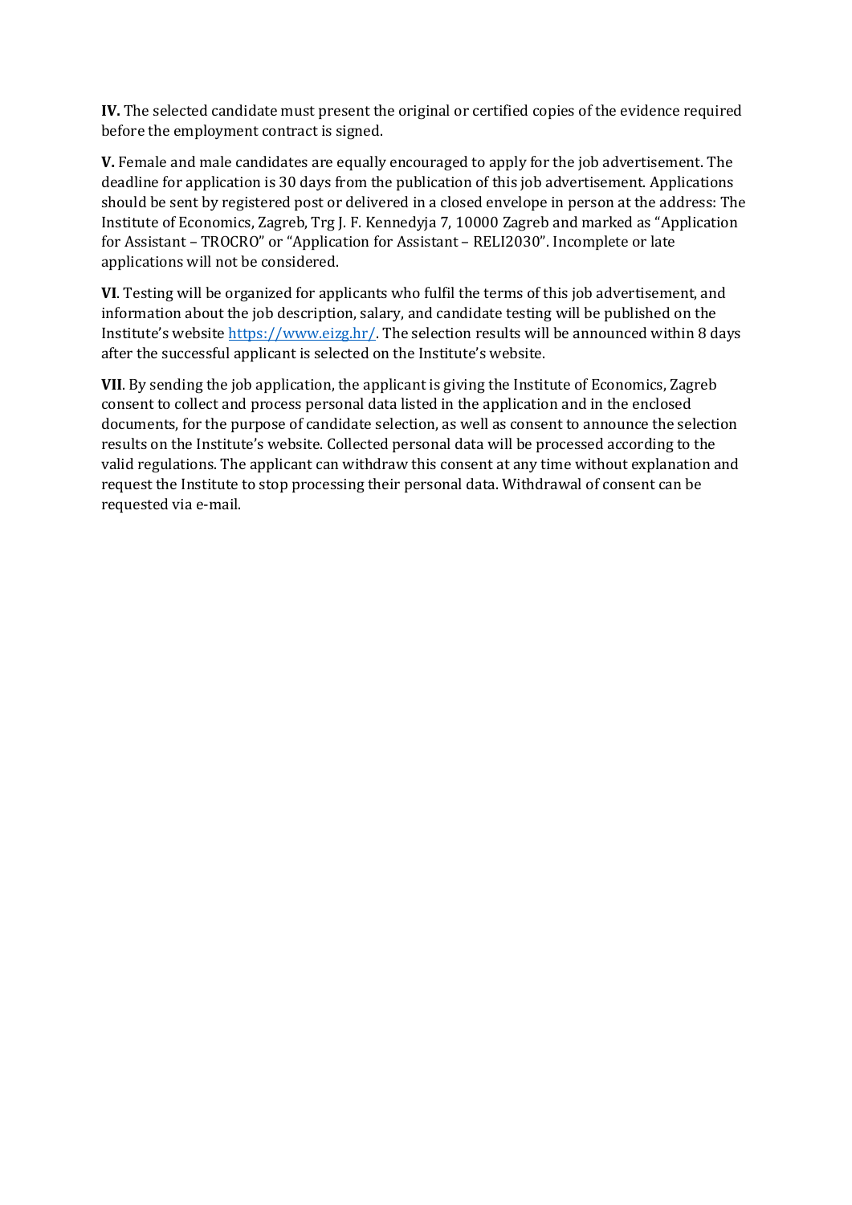**IV.** The selected candidate must present the original or certified copies of the evidence required before the employment contract is signed.

**V.** Female and male candidates are equally encouraged to apply for the job advertisement. The deadline for application is 30 days from the publication of this job advertisement. Applications should be sent by registered post or delivered in a closed envelope in person at the address: The Institute of Economics, Zagreb, Trg J. F. Kennedyja 7, 10000 Zagreb and marked as "Application for Assistant – TROCRO" or "Application for Assistant – RELI2030". Incomplete or late applications will not be considered.

**VI**. Testing will be organized for applicants who fulfil the terms of this job advertisement, and information about the job description, salary, and candidate testing will be published on the Institute's website https://www.eizg.hr/. The selection results will be announced within 8 days after the successful applicant is selected on the Institute's website.

**VII**. By sending the job application, the applicant is giving the Institute of Economics, Zagreb consent to collect and process personal data listed in the application and in the enclosed documents, for the purpose of candidate selection, as well as consent to announce the selection results on the Institute's website. Collected personal data will be processed according to the valid regulations. The applicant can withdraw this consent at any time without explanation and request the Institute to stop processing their personal data. Withdrawal of consent can be requested via e-mail.